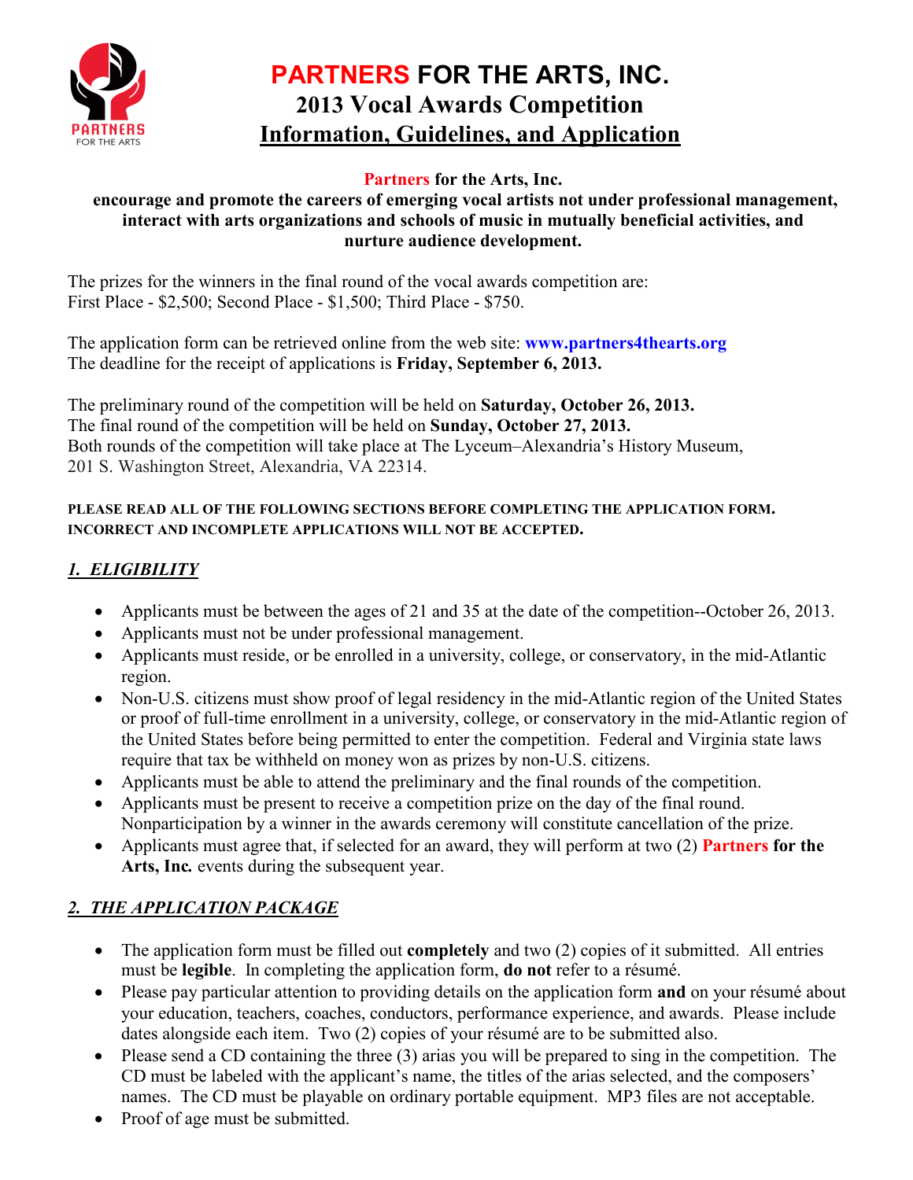# PARTNERS FOR THE ARTS, INC.

## 2013 Vocal Awards Competition

## Information, Guidelines, and Application

**Partners for the Arts, Inc.**
**encourage and promote the careers of emerging vocal artists not under professional management, interact with arts organizations and schools of music in mutually beneficial activities, and nurture audience development.**

The prizes for the winners in the final round of the vocal awards competition are:
First Place - $2,500; Second Place - $1,500; Third Place - $750.

The application form can be retrieved online from the web site: **www.partners4thearts.org**
The deadline for the receipt of applications is **Friday, September 6, 2013.**

The preliminary round of the competition will be held on **Saturday, October 26, 2013.**
The final round of the competition will be held on **Sunday, October 27, 2013.**
Both rounds of the competition will take place at The Lyceum–Alexandria's History Museum, 201 S. Washington Street, Alexandria, VA 22314.

**PLEASE READ ALL OF THE FOLLOWING SECTIONS BEFORE COMPLETING THE APPLICATION FORM. INCORRECT AND INCOMPLETE APPLICATIONS WILL NOT BE ACCEPTED.**

### *1. ELIGIBILITY*

- Applicants must be between the ages of 21 and 35 at the date of the competition--October 26, 2013.
- Applicants must not be under professional management.
- Applicants must reside, or be enrolled in a university, college, or conservatory, in the mid-Atlantic region.
- Non-U.S. citizens must show proof of legal residency in the mid-Atlantic region of the United States or proof of full-time enrollment in a university, college, or conservatory in the mid-Atlantic region of the United States before being permitted to enter the competition. Federal and Virginia state laws require that tax be withheld on money won as prizes by non-U.S. citizens.
- Applicants must be able to attend the preliminary and the final rounds of the competition.
- Applicants must be present to receive a competition prize on the day of the final round. Nonparticipation by a winner in the awards ceremony will constitute cancellation of the prize.
- Applicants must agree that, if selected for an award, they will perform at two (2) **Partners for the Arts, Inc.** events during the subsequent year.

### *2. THE APPLICATION PACKAGE*

- The application form must be filled out **completely** and two (2) copies of it submitted. All entries must be **legible**. In completing the application form, **do not** refer to a résumé.
- Please pay particular attention to providing details on the application form **and** on your résumé about your education, teachers, coaches, conductors, performance experience, and awards. Please include dates alongside each item. Two (2) copies of your résumé are to be submitted also.
- Please send a CD containing the three (3) arias you will be prepared to sing in the competition. The CD must be labeled with the applicant's name, the titles of the arias selected, and the composers' names. The CD must be playable on ordinary portable equipment. MP3 files are not acceptable.
- Proof of age must be submitted.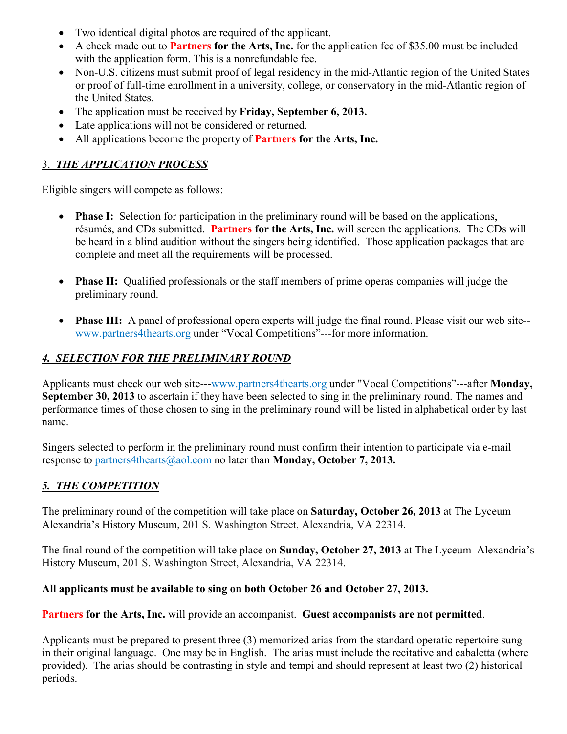- Two identical digital photos are required of the applicant.
- A check made out to **Partners for the Arts, Inc.** for the application fee of $35.00 must be included with the application form. This is a nonrefundable fee.
- Non-U.S. citizens must submit proof of legal residency in the mid-Atlantic region of the United States or proof of full-time enrollment in a university, college, or conservatory in the mid-Atlantic region of the United States.
- The application must be received by **Friday, September 6, 2013.**
- Late applications will not be considered or returned.
- All applications become the property of **Partners for the Arts, Inc.**

## 3. ***THE APPLICATION PROCESS***

Eligible singers will compete as follows:

- **Phase I:** Selection for participation in the preliminary round will be based on the applications, résumés, and CDs submitted. **Partners for the Arts, Inc.** will screen the applications. The CDs will be heard in a blind audition without the singers being identified. Those application packages that are complete and meet all the requirements will be processed.

- **Phase II:** Qualified professionals or the staff members of prime operas companies will judge the preliminary round.

- **Phase III:** A panel of professional opera experts will judge the final round. Please visit our web site--www.partners4thearts.org under "Vocal Competitions"---for more information.

## ***4. SELECTION FOR THE PRELIMINARY ROUND***

Applicants must check our web site---www.partners4thearts.org under "Vocal Competitions"---after **Monday, September 30, 2013** to ascertain if they have been selected to sing in the preliminary round. The names and performance times of those chosen to sing in the preliminary round will be listed in alphabetical order by last name.

Singers selected to perform in the preliminary round must confirm their intention to participate via e-mail response to partners4thearts@aol.com no later than **Monday, October 7, 2013.**

## ***5. THE COMPETITION***

The preliminary round of the competition will take place on **Saturday, October 26, 2013** at The Lyceum–Alexandria's History Museum, 201 S. Washington Street, Alexandria, VA 22314.

The final round of the competition will take place on **Sunday, October 27, 2013** at The Lyceum–Alexandria's History Museum, 201 S. Washington Street, Alexandria, VA 22314.

**All applicants must be available to sing on both October 26 and October 27, 2013.**

**Partners for the Arts, Inc.** will provide an accompanist. **Guest accompanists are not permitted**.

Applicants must be prepared to present three (3) memorized arias from the standard operatic repertoire sung in their original language. One may be in English. The arias must include the recitative and cabaletta (where provided). The arias should be contrasting in style and tempi and should represent at least two (2) historical periods.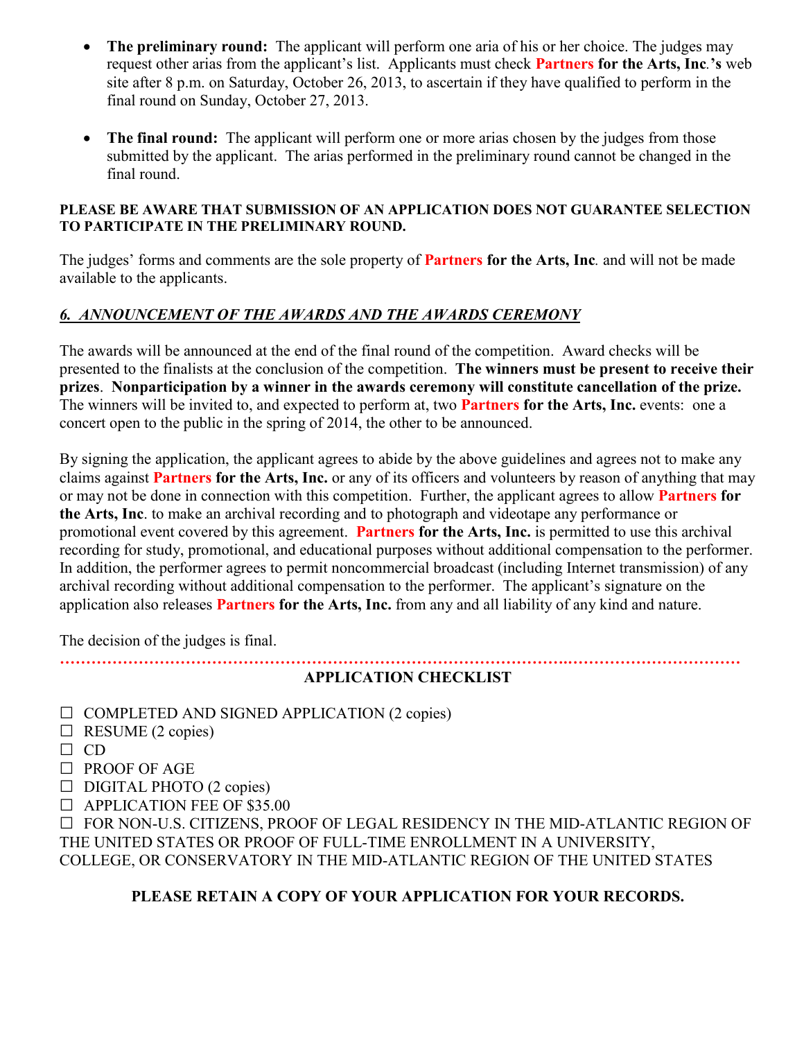- **The preliminary round:** The applicant will perform one aria of his or her choice. The judges may request other arias from the applicant's list. Applicants must check **Partners for the Arts, Inc.'s** web site after 8 p.m. on Saturday, October 26, 2013, to ascertain if they have qualified to perform in the final round on Sunday, October 27, 2013.

- **The final round:** The applicant will perform one or more arias chosen by the judges from those submitted by the applicant. The arias performed in the preliminary round cannot be changed in the final round.

**PLEASE BE AWARE THAT SUBMISSION OF AN APPLICATION DOES NOT GUARANTEE SELECTION TO PARTICIPATE IN THE PRELIMINARY ROUND.**

The judges' forms and comments are the sole property of **Partners for the Arts, Inc**. and will not be made available to the applicants.

## *6. ANNOUNCEMENT OF THE AWARDS AND THE AWARDS CEREMONY*

The awards will be announced at the end of the final round of the competition. Award checks will be presented to the finalists at the conclusion of the competition. **The winners must be present to receive their prizes**. **Nonparticipation by a winner in the awards ceremony will constitute cancellation of the prize.** The winners will be invited to, and expected to perform at, two **Partners for the Arts, Inc.** events: one a concert open to the public in the spring of 2014, the other to be announced.

By signing the application, the applicant agrees to abide by the above guidelines and agrees not to make any claims against **Partners for the Arts, Inc.** or any of its officers and volunteers by reason of anything that may or may not be done in connection with this competition. Further, the applicant agrees to allow **Partners for the Arts, Inc**. to make an archival recording and to photograph and videotape any performance or promotional event covered by this agreement. **Partners for the Arts, Inc.** is permitted to use this archival recording for study, promotional, and educational purposes without additional compensation to the performer. In addition, the performer agrees to permit noncommercial broadcast (including Internet transmission) of any archival recording without additional compensation to the performer. The applicant's signature on the application also releases **Partners for the Arts, Inc.** from any and all liability of any kind and nature.

The decision of the judges is final.

---

**APPLICATION CHECKLIST**

- ☐ COMPLETED AND SIGNED APPLICATION (2 copies)
- ☐ RESUME (2 copies)
- ☐ CD
- ☐ PROOF OF AGE
- ☐ DIGITAL PHOTO (2 copies)
- ☐ APPLICATION FEE OF $35.00
- ☐ FOR NON-U.S. CITIZENS, PROOF OF LEGAL RESIDENCY IN THE MID-ATLANTIC REGION OF THE UNITED STATES OR PROOF OF FULL-TIME ENROLLMENT IN A UNIVERSITY, COLLEGE, OR CONSERVATORY IN THE MID-ATLANTIC REGION OF THE UNITED STATES

**PLEASE RETAIN A COPY OF YOUR APPLICATION FOR YOUR RECORDS.**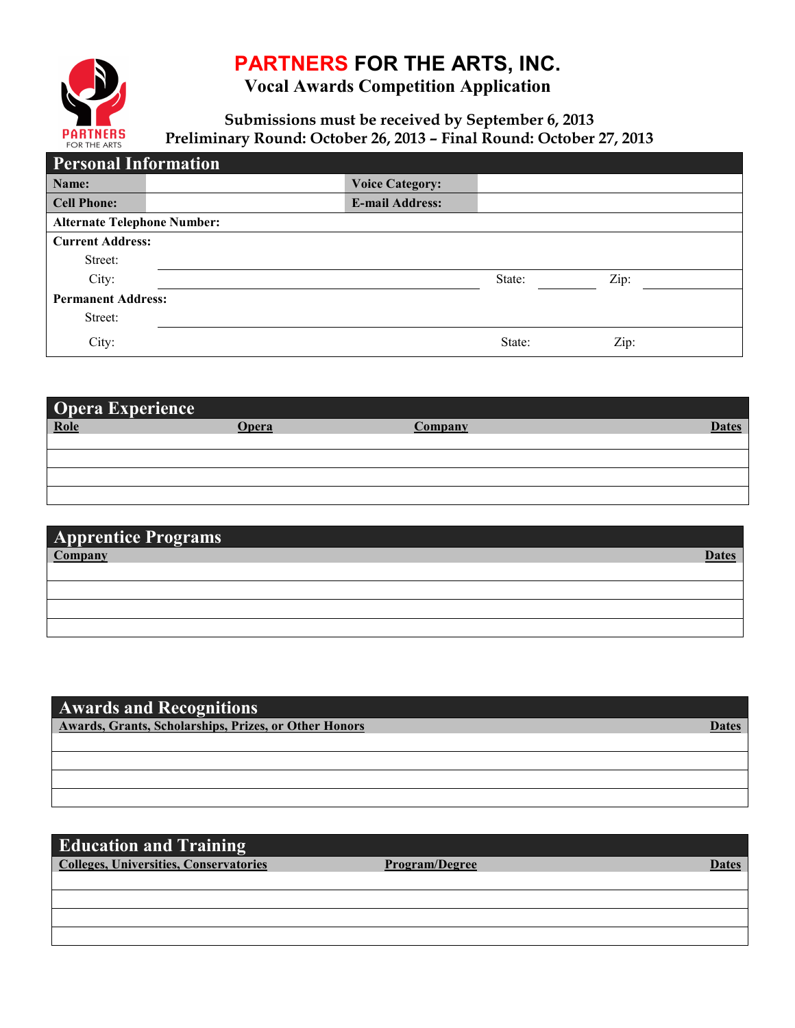# PARTNERS FOR THE ARTS, INC.

## Vocal Awards Competition Application

**Submissions must be received by September 6, 2013**
**Preliminary Round: October 26, 2013 – Final Round: October 27, 2013**

## Personal Information

| **Name:** | | **Voice Category:** | |
|---|---|---|---|
| **Cell Phone:** | | **E-mail Address:** | |

**Alternate Telephone Number:**

**Current Address:**

Street:

City: State: Zip:

**Permanent Address:**

Street:

City: State: Zip:

## Opera Experience

| Role | Opera | Company | Dates |
|---|---|---|---|
| | | | |
| | | | |
| | | | |
| | | | |

## Apprentice Programs

| Company | Dates |
|---|---|
| | |
| | |
| | |
| | |

## Awards and Recognitions

| Awards, Grants, Scholarships, Prizes, or Other Honors | Dates |
|---|---|
| | |
| | |
| | |
| | |

## Education and Training

| Colleges, Universities, Conservatories | Program/Degree | Dates |
|---|---|---|
| | | |
| | | |
| | | |
| | | |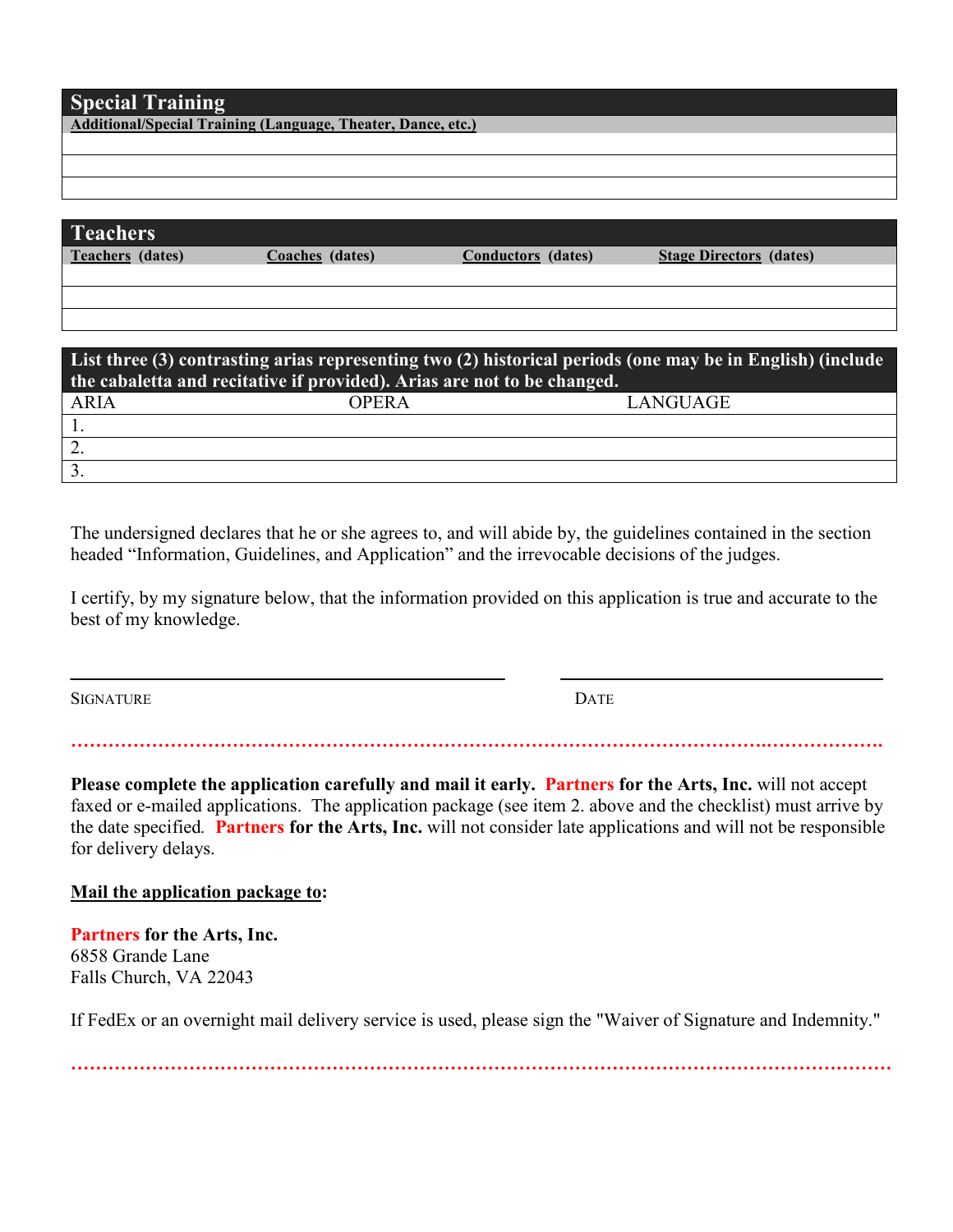## Special Training

| Additional/Special Training (Language, Theater, Dance, etc.) |
|---|
| |
| |
| |

## Teachers

| Teachers (dates) | Coaches (dates) | Conductors (dates) | Stage Directors (dates) |
|---|---|---|---|
| | | | |
| | | | |
| | | | |

**List three (3) contrasting arias representing two (2) historical periods (one may be in English) (include the cabaletta and recitative if provided). Arias are not to be changed.**

| ARIA | OPERA | LANGUAGE |
|---|---|---|
| 1. | | |
| 2. | | |
| 3. | | |

The undersigned declares that he or she agrees to, and will abide by, the guidelines contained in the section headed "Information, Guidelines, and Application" and the irrevocable decisions of the judges.

I certify, by my signature below, that the information provided on this application is true and accurate to the best of my knowledge.

SIGNATURE ______________________________ DATE ______________________________

**Please complete the application carefully and mail it early.** **Partners for the Arts, Inc.** will not accept faxed or e-mailed applications. The application package (see item 2. above and the checklist) must arrive by the date specified. **Partners for the Arts, Inc.** will not consider late applications and will not be responsible for delivery delays.

**Mail the application package to:**

**Partners for the Arts, Inc.**
6858 Grande Lane
Falls Church, VA 22043

If FedEx or an overnight mail delivery service is used, please sign the "Waiver of Signature and Indemnity."